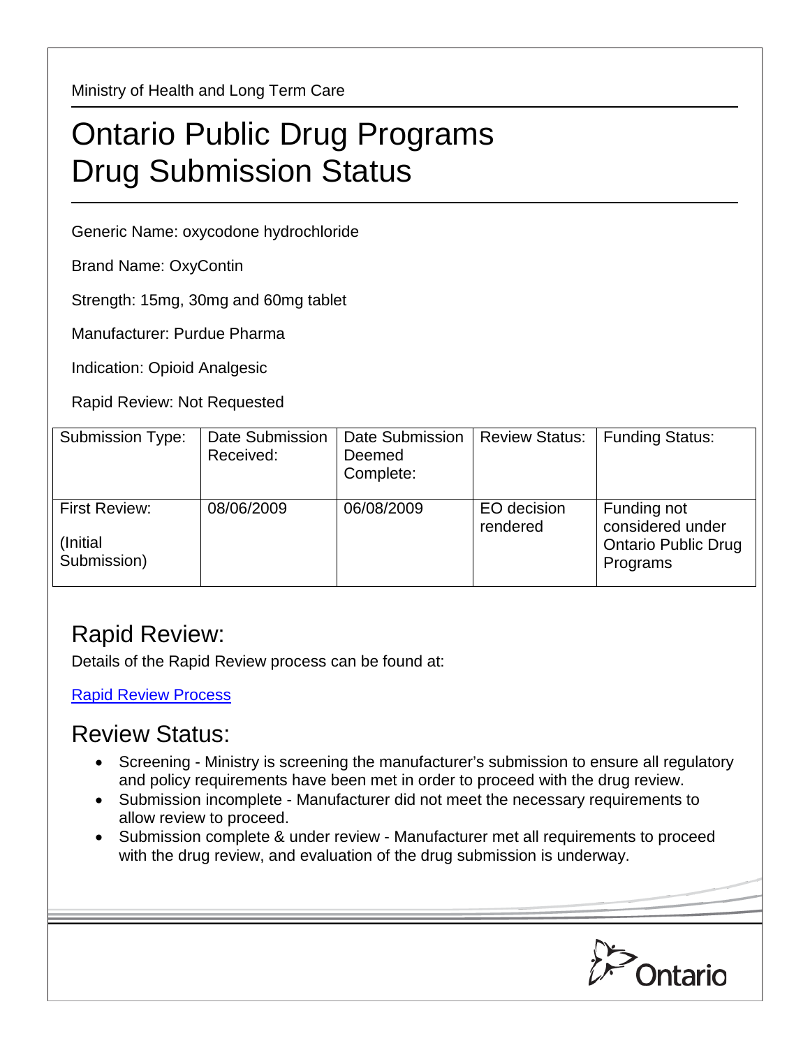Ministry of Health and Long Term Care

# Ontario Public Drug Programs
# Drug Submission Status

Generic Name: oxycodone hydrochloride

Brand Name: OxyContin

Strength: 15mg, 30mg and 60mg tablet

Manufacturer: Purdue Pharma

Indication: Opioid Analgesic

Rapid Review: Not Requested

| Submission Type: | Date Submission Received: | Date Submission Deemed Complete: | Review Status: | Funding Status: |
|---|---|---|---|---|
| First Review: (Initial Submission) | 08/06/2009 | 06/08/2009 | EO decision rendered | Funding not considered under Ontario Public Drug Programs |

## Rapid Review:

Details of the Rapid Review process can be found at:

[Rapid Review Process]

## Review Status:

- Screening - Ministry is screening the manufacturer's submission to ensure all regulatory and policy requirements have been met in order to proceed with the drug review.
- Submission incomplete - Manufacturer did not meet the necessary requirements to allow review to proceed.
- Submission complete & under review - Manufacturer met all requirements to proceed with the drug review, and evaluation of the drug submission is underway.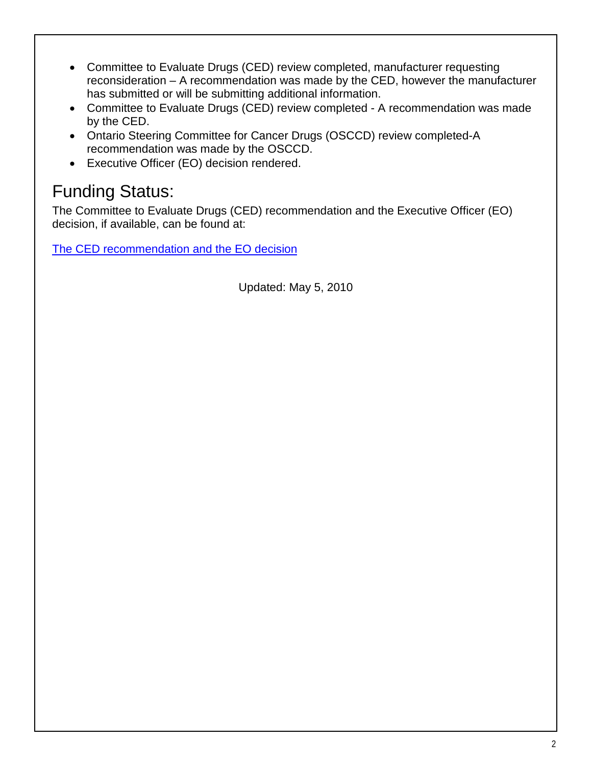- Committee to Evaluate Drugs (CED) review completed, manufacturer requesting reconsideration – A recommendation was made by the CED, however the manufacturer has submitted or will be submitting additional information.
- Committee to Evaluate Drugs (CED) review completed - A recommendation was made by the CED.
- Ontario Steering Committee for Cancer Drugs (OSCCD) review completed-A recommendation was made by the OSCCD.
- Executive Officer (EO) decision rendered.

## Funding Status:

The Committee to Evaluate Drugs (CED) recommendation and the Executive Officer (EO) decision, if available, can be found at:

The CED recommendation and the EO decision

Updated: May 5, 2010